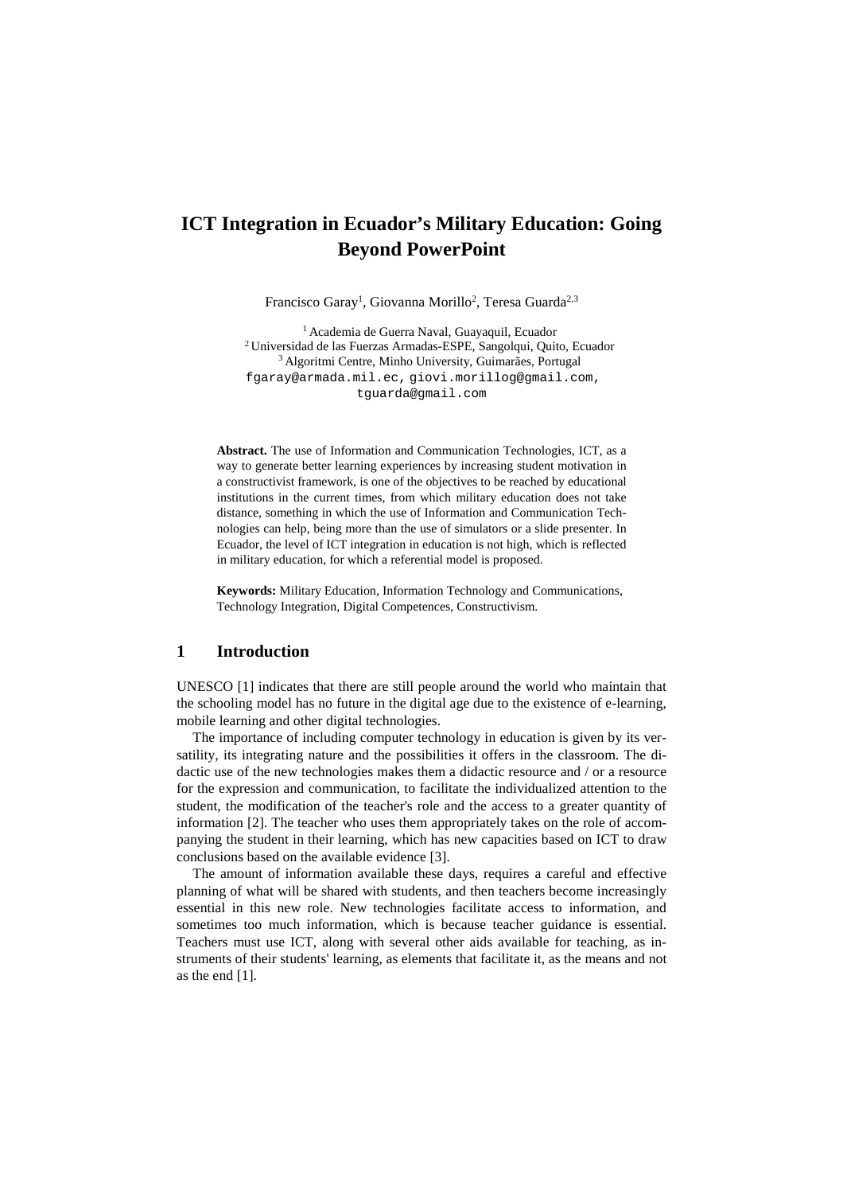# ICT Integration in Ecuador's Military Education: Going Beyond PowerPoint

Francisco Garay[1], Giovanna Morillo[2], Teresa Guarda[2,3]

[1] Academia de Guerra Naval, Guayaquil, Ecuador
[2] Universidad de las Fuerzas Armadas-ESPE, Sangolqui, Quito, Ecuador
[3] Algoritmi Centre, Minho University, Guimarães, Portugal
fgaray@armada.mil.ec, giovi.morillog@gmail.com, tguarda@gmail.com

**Abstract.** The use of Information and Communication Technologies, ICT, as a way to generate better learning experiences by increasing student motivation in a constructivist framework, is one of the objectives to be reached by educational institutions in the current times, from which military education does not take distance, something in which the use of Information and Communication Technologies can help, being more than the use of simulators or a slide presenter. In Ecuador, the level of ICT integration in education is not high, which is reflected in military education, for which a referential model is proposed.

**Keywords:** Military Education, Information Technology and Communications, Technology Integration, Digital Competences, Constructivism.

## 1 Introduction

UNESCO [1] indicates that there are still people around the world who maintain that the schooling model has no future in the digital age due to the existence of e-learning, mobile learning and other digital technologies.

The importance of including computer technology in education is given by its versatility, its integrating nature and the possibilities it offers in the classroom. The didactic use of the new technologies makes them a didactic resource and / or a resource for the expression and communication, to facilitate the individualized attention to the student, the modification of the teacher's role and the access to a greater quantity of information [2]. The teacher who uses them appropriately takes on the role of accompanying the student in their learning, which has new capacities based on ICT to draw conclusions based on the available evidence [3].

The amount of information available these days, requires a careful and effective planning of what will be shared with students, and then teachers become increasingly essential in this new role. New technologies facilitate access to information, and sometimes too much information, which is because teacher guidance is essential. Teachers must use ICT, along with several other aids available for teaching, as instruments of their students' learning, as elements that facilitate it, as the means and not as the end [1].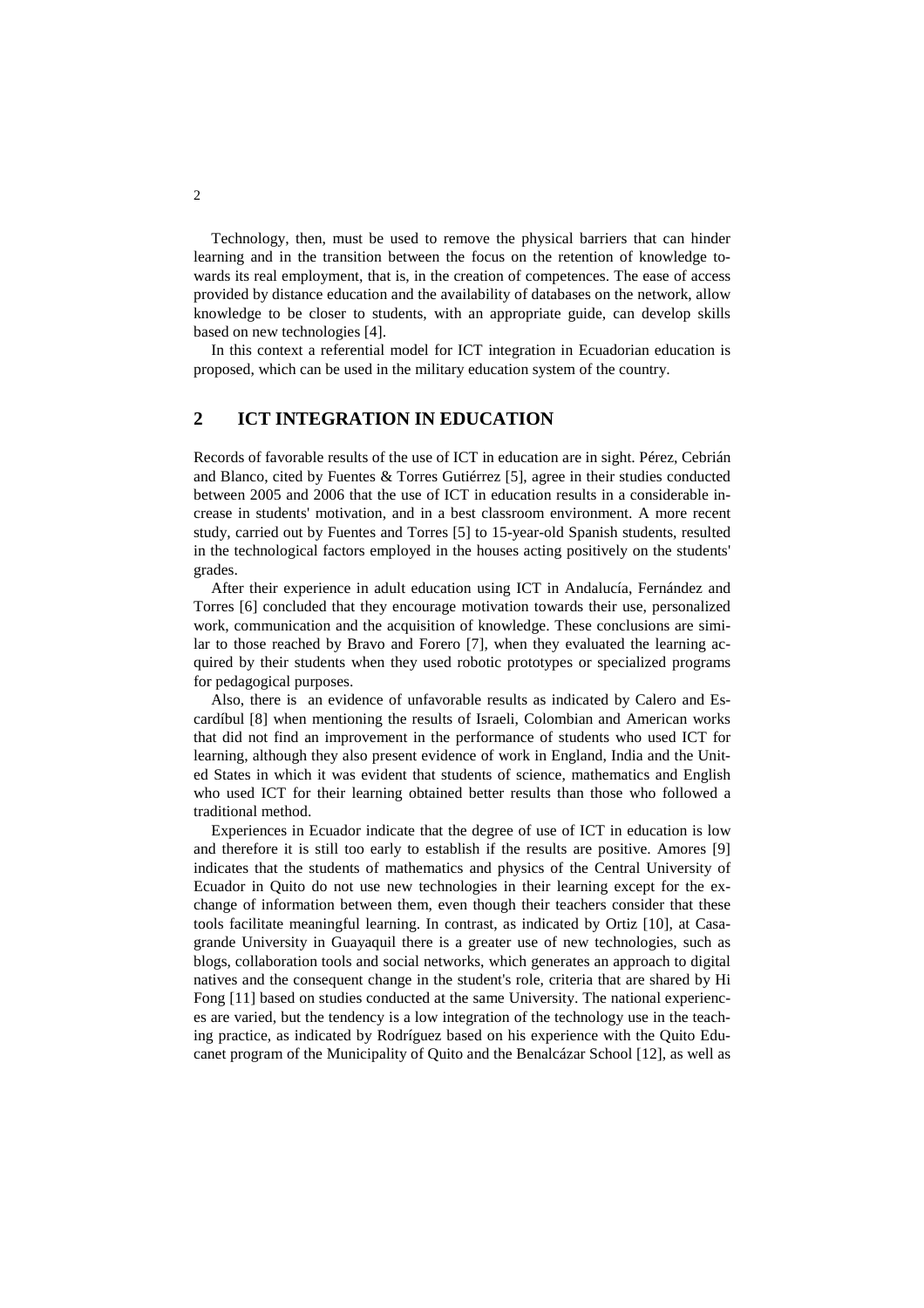Technology, then, must be used to remove the physical barriers that can hinder learning and in the transition between the focus on the retention of knowledge towards its real employment, that is, in the creation of competences. The ease of access provided by distance education and the availability of databases on the network, allow knowledge to be closer to students, with an appropriate guide, can develop skills based on new technologies [4].

In this context a referential model for ICT integration in Ecuadorian education is proposed, which can be used in the military education system of the country.

## 2 ICT INTEGRATION IN EDUCATION

Records of favorable results of the use of ICT in education are in sight. Pérez, Cebrián and Blanco, cited by Fuentes & Torres Gutiérrez [5], agree in their studies conducted between 2005 and 2006 that the use of ICT in education results in a considerable increase in students' motivation, and in a best classroom environment. A more recent study, carried out by Fuentes and Torres [5] to 15-year-old Spanish students, resulted in the technological factors employed in the houses acting positively on the students' grades.

After their experience in adult education using ICT in Andalucía, Fernández and Torres [6] concluded that they encourage motivation towards their use, personalized work, communication and the acquisition of knowledge. These conclusions are similar to those reached by Bravo and Forero [7], when they evaluated the learning acquired by their students when they used robotic prototypes or specialized programs for pedagogical purposes.

Also, there is an evidence of unfavorable results as indicated by Calero and Escardíbul [8] when mentioning the results of Israeli, Colombian and American works that did not find an improvement in the performance of students who used ICT for learning, although they also present evidence of work in England, India and the United States in which it was evident that students of science, mathematics and English who used ICT for their learning obtained better results than those who followed a traditional method.

Experiences in Ecuador indicate that the degree of use of ICT in education is low and therefore it is still too early to establish if the results are positive. Amores [9] indicates that the students of mathematics and physics of the Central University of Ecuador in Quito do not use new technologies in their learning except for the exchange of information between them, even though their teachers consider that these tools facilitate meaningful learning. In contrast, as indicated by Ortiz [10], at Casagrande University in Guayaquil there is a greater use of new technologies, such as blogs, collaboration tools and social networks, which generates an approach to digital natives and the consequent change in the student's role, criteria that are shared by Hi Fong [11] based on studies conducted at the same University. The national experiences are varied, but the tendency is a low integration of the technology use in the teaching practice, as indicated by Rodríguez based on his experience with the Quito Educanet program of the Municipality of Quito and the Benalcázar School [12], as well as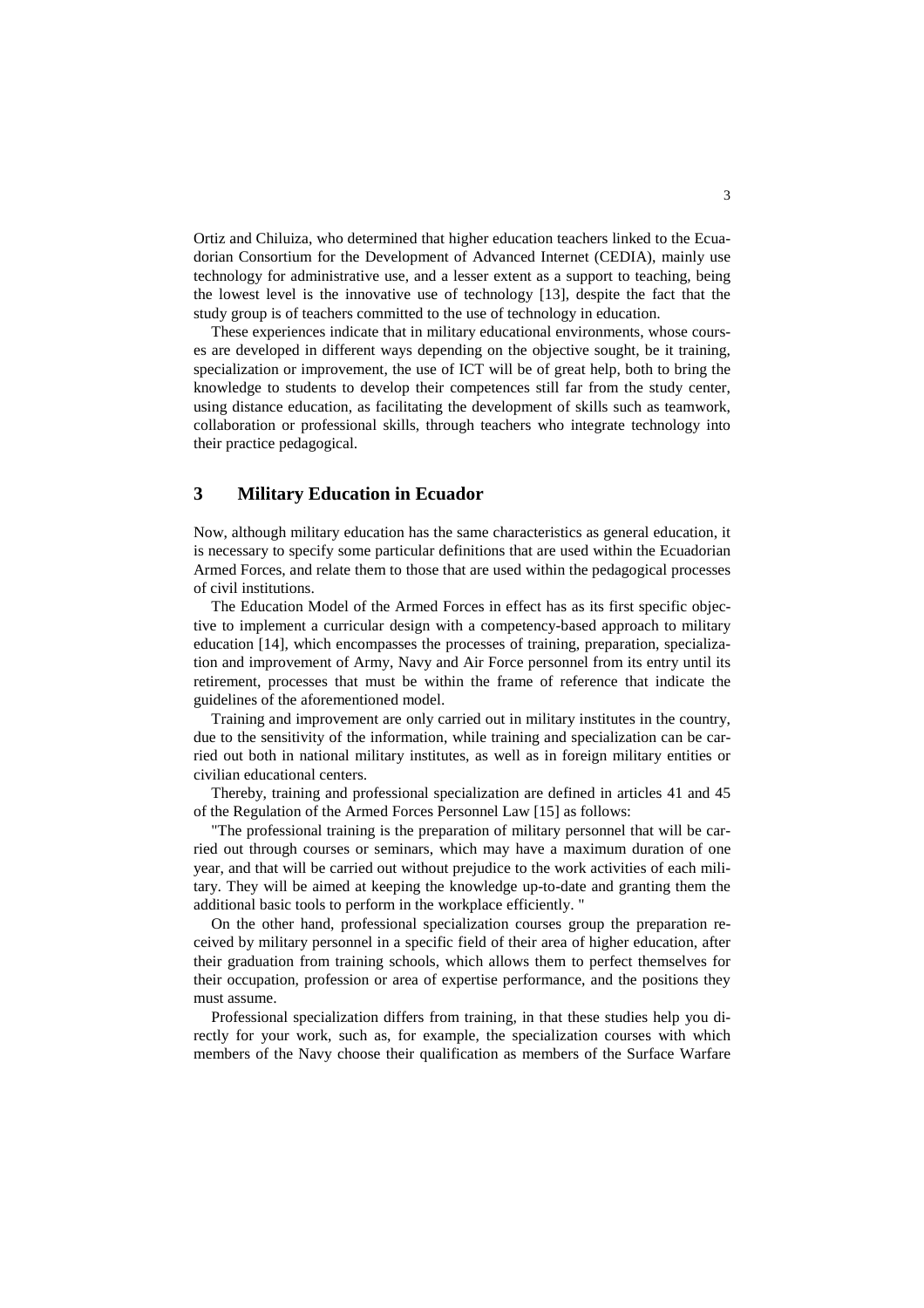Ortiz and Chiluiza, who determined that higher education teachers linked to the Ecuadorian Consortium for the Development of Advanced Internet (CEDIA), mainly use technology for administrative use, and a lesser extent as a support to teaching, being the lowest level is the innovative use of technology [13], despite the fact that the study group is of teachers committed to the use of technology in education.

These experiences indicate that in military educational environments, whose courses are developed in different ways depending on the objective sought, be it training, specialization or improvement, the use of ICT will be of great help, both to bring the knowledge to students to develop their competences still far from the study center, using distance education, as facilitating the development of skills such as teamwork, collaboration or professional skills, through teachers who integrate technology into their practice pedagogical.

## 3 Military Education in Ecuador

Now, although military education has the same characteristics as general education, it is necessary to specify some particular definitions that are used within the Ecuadorian Armed Forces, and relate them to those that are used within the pedagogical processes of civil institutions.

The Education Model of the Armed Forces in effect has as its first specific objective to implement a curricular design with a competency-based approach to military education [14], which encompasses the processes of training, preparation, specialization and improvement of Army, Navy and Air Force personnel from its entry until its retirement, processes that must be within the frame of reference that indicate the guidelines of the aforementioned model.

Training and improvement are only carried out in military institutes in the country, due to the sensitivity of the information, while training and specialization can be carried out both in national military institutes, as well as in foreign military entities or civilian educational centers.

Thereby, training and professional specialization are defined in articles 41 and 45 of the Regulation of the Armed Forces Personnel Law [15] as follows:

"The professional training is the preparation of military personnel that will be carried out through courses or seminars, which may have a maximum duration of one year, and that will be carried out without prejudice to the work activities of each military. They will be aimed at keeping the knowledge up-to-date and granting them the additional basic tools to perform in the workplace efficiently. "

On the other hand, professional specialization courses group the preparation received by military personnel in a specific field of their area of higher education, after their graduation from training schools, which allows them to perfect themselves for their occupation, profession or area of expertise performance, and the positions they must assume.

Professional specialization differs from training, in that these studies help you directly for your work, such as, for example, the specialization courses with which members of the Navy choose their qualification as members of the Surface Warfare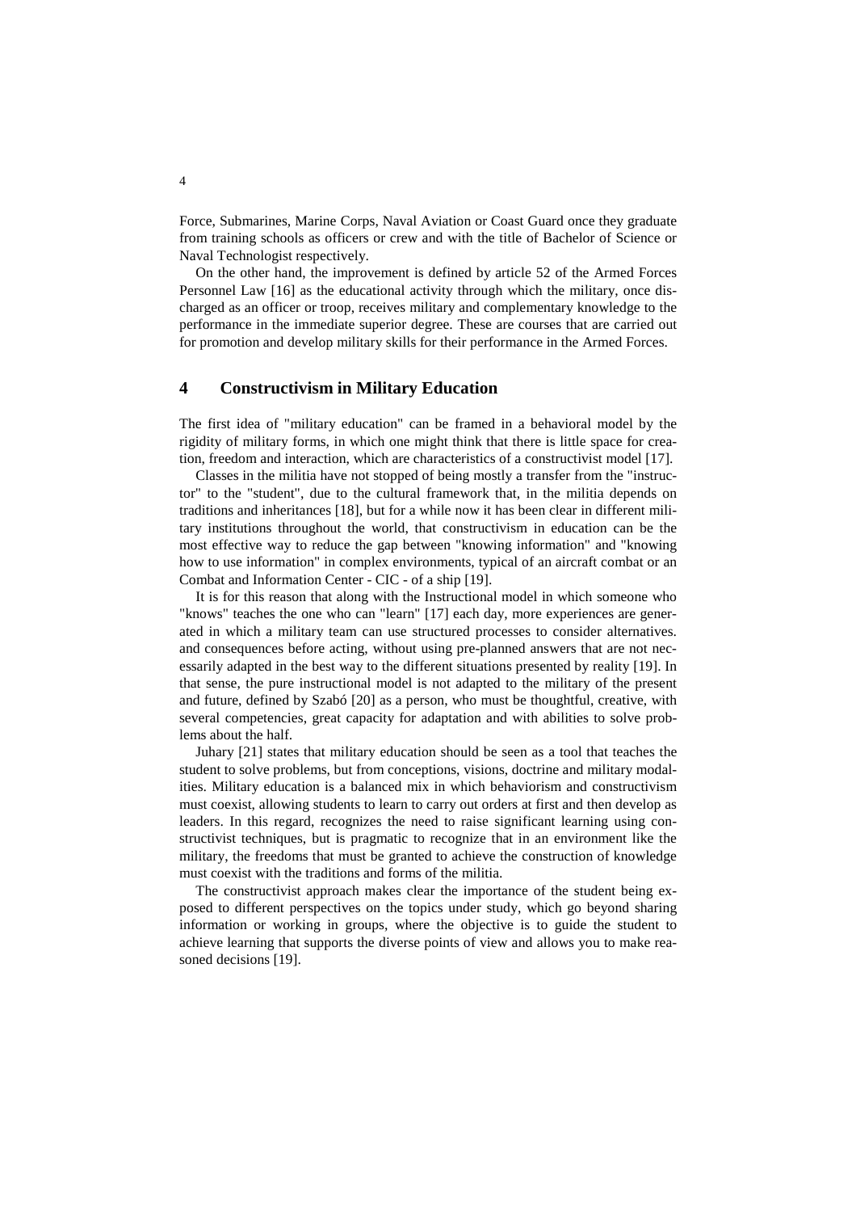Force, Submarines, Marine Corps, Naval Aviation or Coast Guard once they graduate from training schools as officers or crew and with the title of Bachelor of Science or Naval Technologist respectively.

On the other hand, the improvement is defined by article 52 of the Armed Forces Personnel Law [16] as the educational activity through which the military, once discharged as an officer or troop, receives military and complementary knowledge to the performance in the immediate superior degree. These are courses that are carried out for promotion and develop military skills for their performance in the Armed Forces.

## 4 Constructivism in Military Education

The first idea of "military education" can be framed in a behavioral model by the rigidity of military forms, in which one might think that there is little space for creation, freedom and interaction, which are characteristics of a constructivist model [17].

Classes in the militia have not stopped of being mostly a transfer from the "instructor" to the "student", due to the cultural framework that, in the militia depends on traditions and inheritances [18], but for a while now it has been clear in different military institutions throughout the world, that constructivism in education can be the most effective way to reduce the gap between "knowing information" and "knowing how to use information" in complex environments, typical of an aircraft combat or an Combat and Information Center - CIC - of a ship [19].

It is for this reason that along with the Instructional model in which someone who "knows" teaches the one who can "learn" [17] each day, more experiences are generated in which a military team can use structured processes to consider alternatives. and consequences before acting, without using pre-planned answers that are not necessarily adapted in the best way to the different situations presented by reality [19]. In that sense, the pure instructional model is not adapted to the military of the present and future, defined by Szabó [20] as a person, who must be thoughtful, creative, with several competencies, great capacity for adaptation and with abilities to solve problems about the half.

Juhary [21] states that military education should be seen as a tool that teaches the student to solve problems, but from conceptions, visions, doctrine and military modalities. Military education is a balanced mix in which behaviorism and constructivism must coexist, allowing students to learn to carry out orders at first and then develop as leaders. In this regard, recognizes the need to raise significant learning using constructivist techniques, but is pragmatic to recognize that in an environment like the military, the freedoms that must be granted to achieve the construction of knowledge must coexist with the traditions and forms of the militia.

The constructivist approach makes clear the importance of the student being exposed to different perspectives on the topics under study, which go beyond sharing information or working in groups, where the objective is to guide the student to achieve learning that supports the diverse points of view and allows you to make reasoned decisions [19].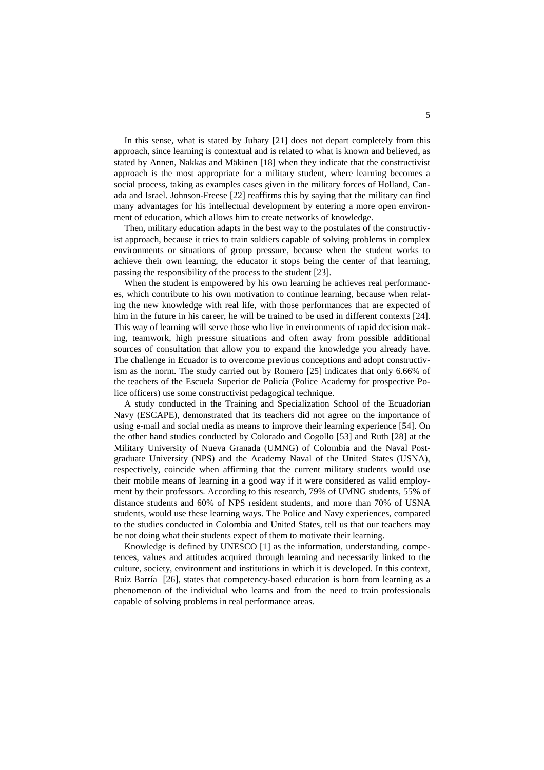In this sense, what is stated by Juhary [21] does not depart completely from this approach, since learning is contextual and is related to what is known and believed, as stated by Annen, Nakkas and Mäkinen [18] when they indicate that the constructivist approach is the most appropriate for a military student, where learning becomes a social process, taking as examples cases given in the military forces of Holland, Canada and Israel. Johnson-Freese [22] reaffirms this by saying that the military can find many advantages for his intellectual development by entering a more open environment of education, which allows him to create networks of knowledge.

Then, military education adapts in the best way to the postulates of the constructivist approach, because it tries to train soldiers capable of solving problems in complex environments or situations of group pressure, because when the student works to achieve their own learning, the educator it stops being the center of that learning, passing the responsibility of the process to the student [23].

When the student is empowered by his own learning he achieves real performances, which contribute to his own motivation to continue learning, because when relating the new knowledge with real life, with those performances that are expected of him in the future in his career, he will be trained to be used in different contexts [24]. This way of learning will serve those who live in environments of rapid decision making, teamwork, high pressure situations and often away from possible additional sources of consultation that allow you to expand the knowledge you already have. The challenge in Ecuador is to overcome previous conceptions and adopt constructivism as the norm. The study carried out by Romero [25] indicates that only 6.66% of the teachers of the Escuela Superior de Policía (Police Academy for prospective Police officers) use some constructivist pedagogical technique.

A study conducted in the Training and Specialization School of the Ecuadorian Navy (ESCAPE), demonstrated that its teachers did not agree on the importance of using e-mail and social media as means to improve their learning experience [54]. On the other hand studies conducted by Colorado and Cogollo [53] and Ruth [28] at the Military University of Nueva Granada (UMNG) of Colombia and the Naval Postgraduate University (NPS) and the Academy Naval of the United States (USNA), respectively, coincide when affirming that the current military students would use their mobile means of learning in a good way if it were considered as valid employment by their professors. According to this research, 79% of UMNG students, 55% of distance students and 60% of NPS resident students, and more than 70% of USNA students, would use these learning ways. The Police and Navy experiences, compared to the studies conducted in Colombia and United States, tell us that our teachers may be not doing what their students expect of them to motivate their learning.

Knowledge is defined by UNESCO [1] as the information, understanding, competences, values and attitudes acquired through learning and necessarily linked to the culture, society, environment and institutions in which it is developed. In this context, Ruiz Barría [26], states that competency-based education is born from learning as a phenomenon of the individual who learns and from the need to train professionals capable of solving problems in real performance areas.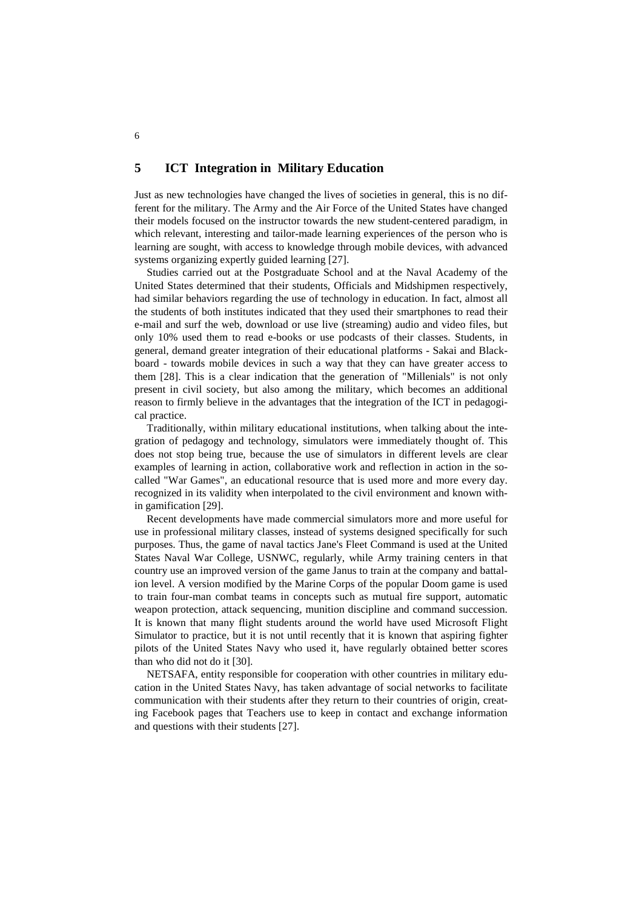## 5 ICT Integration in Military Education

Just as new technologies have changed the lives of societies in general, this is no different for the military. The Army and the Air Force of the United States have changed their models focused on the instructor towards the new student-centered paradigm, in which relevant, interesting and tailor-made learning experiences of the person who is learning are sought, with access to knowledge through mobile devices, with advanced systems organizing expertly guided learning [27].

Studies carried out at the Postgraduate School and at the Naval Academy of the United States determined that their students, Officials and Midshipmen respectively, had similar behaviors regarding the use of technology in education. In fact, almost all the students of both institutes indicated that they used their smartphones to read their e-mail and surf the web, download or use live (streaming) audio and video files, but only 10% used them to read e-books or use podcasts of their classes. Students, in general, demand greater integration of their educational platforms - Sakai and Blackboard - towards mobile devices in such a way that they can have greater access to them [28]. This is a clear indication that the generation of "Millenials" is not only present in civil society, but also among the military, which becomes an additional reason to firmly believe in the advantages that the integration of the ICT in pedagogical practice.

Traditionally, within military educational institutions, when talking about the integration of pedagogy and technology, simulators were immediately thought of. This does not stop being true, because the use of simulators in different levels are clear examples of learning in action, collaborative work and reflection in action in the so-called "War Games", an educational resource that is used more and more every day. recognized in its validity when interpolated to the civil environment and known within gamification [29].

Recent developments have made commercial simulators more and more useful for use in professional military classes, instead of systems designed specifically for such purposes. Thus, the game of naval tactics Jane's Fleet Command is used at the United States Naval War College, USNWC, regularly, while Army training centers in that country use an improved version of the game Janus to train at the company and battalion level. A version modified by the Marine Corps of the popular Doom game is used to train four-man combat teams in concepts such as mutual fire support, automatic weapon protection, attack sequencing, munition discipline and command succession. It is known that many flight students around the world have used Microsoft Flight Simulator to practice, but it is not until recently that it is known that aspiring fighter pilots of the United States Navy who used it, have regularly obtained better scores than who did not do it [30].

NETSAFA, entity responsible for cooperation with other countries in military education in the United States Navy, has taken advantage of social networks to facilitate communication with their students after they return to their countries of origin, creating Facebook pages that Teachers use to keep in contact and exchange information and questions with their students [27].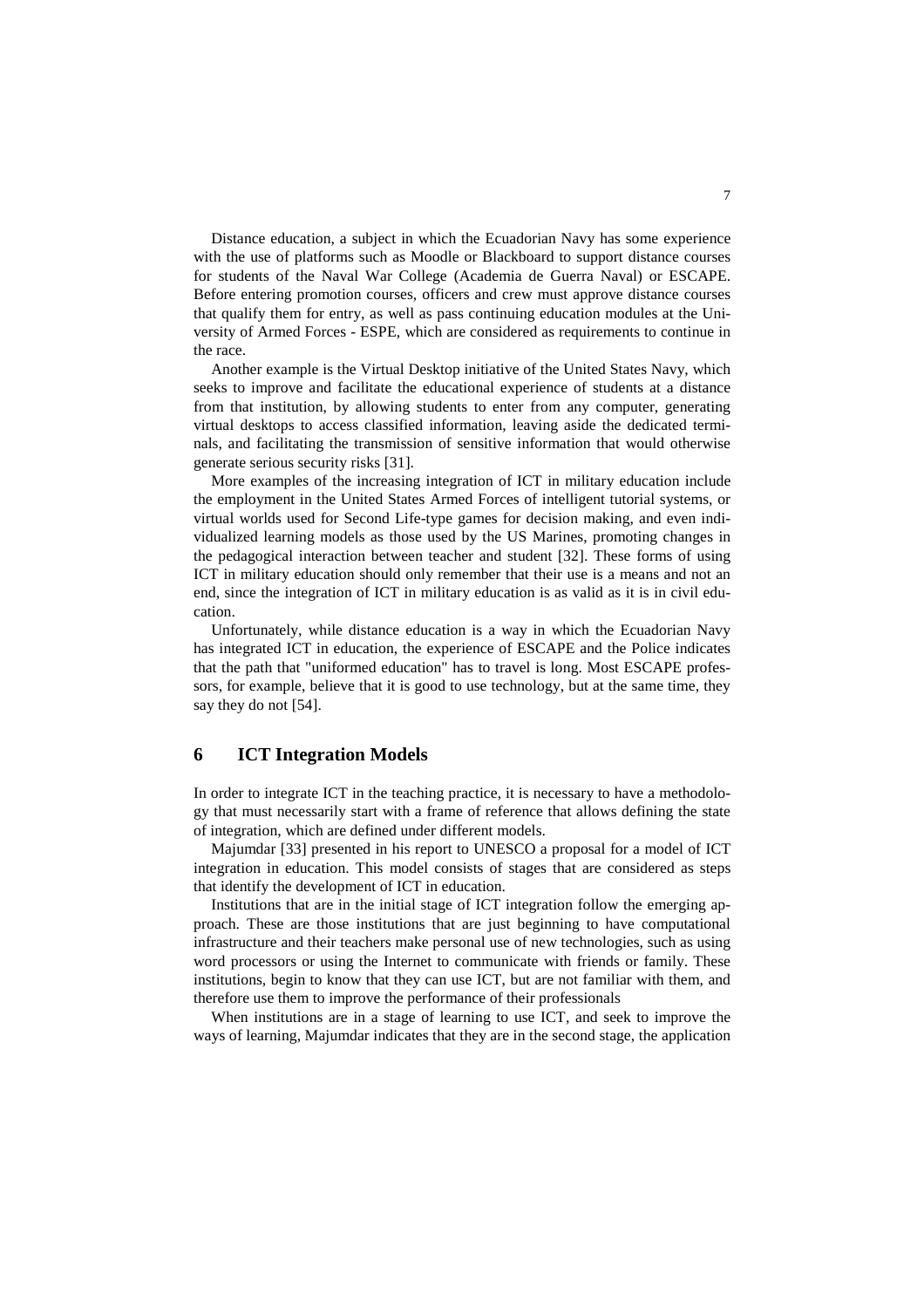Distance education, a subject in which the Ecuadorian Navy has some experience with the use of platforms such as Moodle or Blackboard to support distance courses for students of the Naval War College (Academia de Guerra Naval) or ESCAPE. Before entering promotion courses, officers and crew must approve distance courses that qualify them for entry, as well as pass continuing education modules at the University of Armed Forces - ESPE, which are considered as requirements to continue in the race.

Another example is the Virtual Desktop initiative of the United States Navy, which seeks to improve and facilitate the educational experience of students at a distance from that institution, by allowing students to enter from any computer, generating virtual desktops to access classified information, leaving aside the dedicated terminals, and facilitating the transmission of sensitive information that would otherwise generate serious security risks [31].

More examples of the increasing integration of ICT in military education include the employment in the United States Armed Forces of intelligent tutorial systems, or virtual worlds used for Second Life-type games for decision making, and even individualized learning models as those used by the US Marines, promoting changes in the pedagogical interaction between teacher and student [32]. These forms of using ICT in military education should only remember that their use is a means and not an end, since the integration of ICT in military education is as valid as it is in civil education.

Unfortunately, while distance education is a way in which the Ecuadorian Navy has integrated ICT in education, the experience of ESCAPE and the Police indicates that the path that "uniformed education" has to travel is long. Most ESCAPE professors, for example, believe that it is good to use technology, but at the same time, they say they do not [54].

## 6 ICT Integration Models

In order to integrate ICT in the teaching practice, it is necessary to have a methodology that must necessarily start with a frame of reference that allows defining the state of integration, which are defined under different models.

Majumdar [33] presented in his report to UNESCO a proposal for a model of ICT integration in education. This model consists of stages that are considered as steps that identify the development of ICT in education.

Institutions that are in the initial stage of ICT integration follow the emerging approach. These are those institutions that are just beginning to have computational infrastructure and their teachers make personal use of new technologies, such as using word processors or using the Internet to communicate with friends or family. These institutions, begin to know that they can use ICT, but are not familiar with them, and therefore use them to improve the performance of their professionals

When institutions are in a stage of learning to use ICT, and seek to improve the ways of learning, Majumdar indicates that they are in the second stage, the application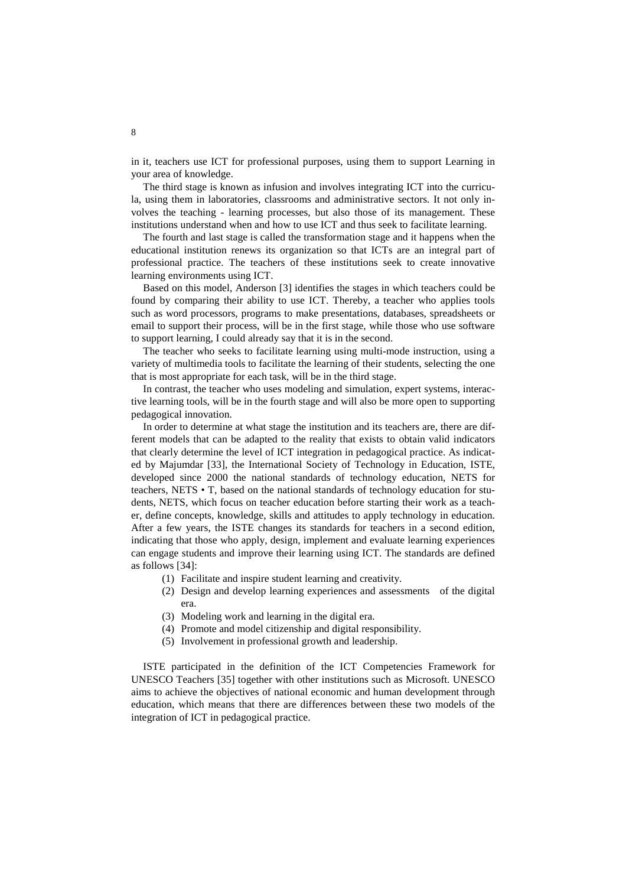in it, teachers use ICT for professional purposes, using them to support Learning in your area of knowledge.

The third stage is known as infusion and involves integrating ICT into the curricula, using them in laboratories, classrooms and administrative sectors. It not only involves the teaching - learning processes, but also those of its management. These institutions understand when and how to use ICT and thus seek to facilitate learning.

The fourth and last stage is called the transformation stage and it happens when the educational institution renews its organization so that ICTs are an integral part of professional practice. The teachers of these institutions seek to create innovative learning environments using ICT.

Based on this model, Anderson [3] identifies the stages in which teachers could be found by comparing their ability to use ICT. Thereby, a teacher who applies tools such as word processors, programs to make presentations, databases, spreadsheets or email to support their process, will be in the first stage, while those who use software to support learning, I could already say that it is in the second.

The teacher who seeks to facilitate learning using multi-mode instruction, using a variety of multimedia tools to facilitate the learning of their students, selecting the one that is most appropriate for each task, will be in the third stage.

In contrast, the teacher who uses modeling and simulation, expert systems, interactive learning tools, will be in the fourth stage and will also be more open to supporting pedagogical innovation.

In order to determine at what stage the institution and its teachers are, there are different models that can be adapted to the reality that exists to obtain valid indicators that clearly determine the level of ICT integration in pedagogical practice. As indicated by Majumdar [33], the International Society of Technology in Education, ISTE, developed since 2000 the national standards of technology education, NETS for teachers, NETS • T, based on the national standards of technology education for students, NETS, which focus on teacher education before starting their work as a teacher, define concepts, knowledge, skills and attitudes to apply technology in education. After a few years, the ISTE changes its standards for teachers in a second edition, indicating that those who apply, design, implement and evaluate learning experiences can engage students and improve their learning using ICT. The standards are defined as follows [34]:

(1) Facilitate and inspire student learning and creativity.
(2) Design and develop learning experiences and assessments of the digital era.
(3) Modeling work and learning in the digital era.
(4) Promote and model citizenship and digital responsibility.
(5) Involvement in professional growth and leadership.

ISTE participated in the definition of the ICT Competencies Framework for UNESCO Teachers [35] together with other institutions such as Microsoft. UNESCO aims to achieve the objectives of national economic and human development through education, which means that there are differences between these two models of the integration of ICT in pedagogical practice.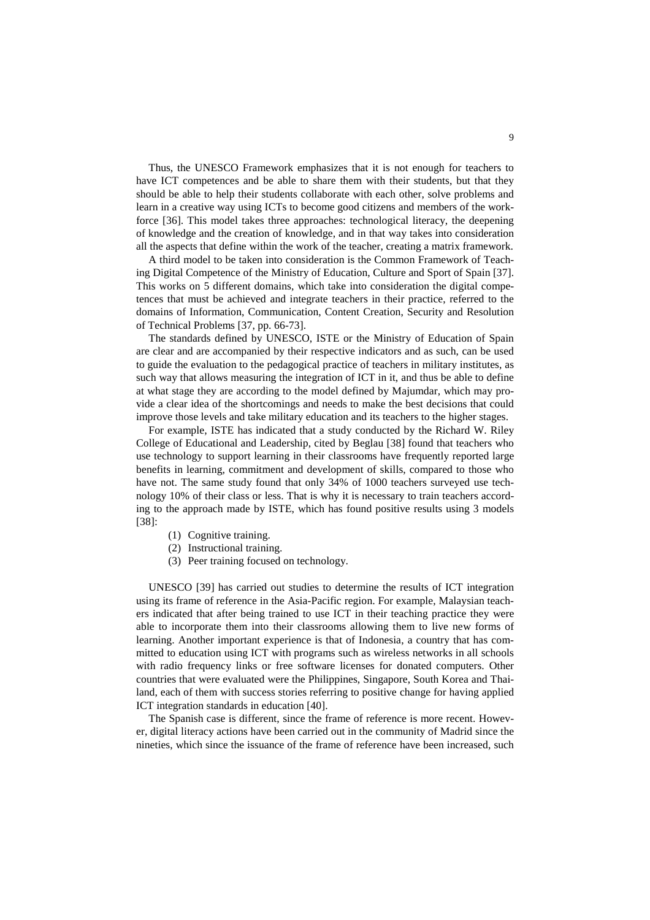Thus, the UNESCO Framework emphasizes that it is not enough for teachers to have ICT competences and be able to share them with their students, but that they should be able to help their students collaborate with each other, solve problems and learn in a creative way using ICTs to become good citizens and members of the workforce [36]. This model takes three approaches: technological literacy, the deepening of knowledge and the creation of knowledge, and in that way takes into consideration all the aspects that define within the work of the teacher, creating a matrix framework.

A third model to be taken into consideration is the Common Framework of Teaching Digital Competence of the Ministry of Education, Culture and Sport of Spain [37]. This works on 5 different domains, which take into consideration the digital competences that must be achieved and integrate teachers in their practice, referred to the domains of Information, Communication, Content Creation, Security and Resolution of Technical Problems [37, pp. 66-73].

The standards defined by UNESCO, ISTE or the Ministry of Education of Spain are clear and are accompanied by their respective indicators and as such, can be used to guide the evaluation to the pedagogical practice of teachers in military institutes, as such way that allows measuring the integration of ICT in it, and thus be able to define at what stage they are according to the model defined by Majumdar, which may provide a clear idea of the shortcomings and needs to make the best decisions that could improve those levels and take military education and its teachers to the higher stages.

For example, ISTE has indicated that a study conducted by the Richard W. Riley College of Educational and Leadership, cited by Beglau [38] found that teachers who use technology to support learning in their classrooms have frequently reported large benefits in learning, commitment and development of skills, compared to those who have not. The same study found that only 34% of 1000 teachers surveyed use technology 10% of their class or less. That is why it is necessary to train teachers according to the approach made by ISTE, which has found positive results using 3 models [38]:

(1) Cognitive training.
(2) Instructional training.
(3) Peer training focused on technology.

UNESCO [39] has carried out studies to determine the results of ICT integration using its frame of reference in the Asia-Pacific region. For example, Malaysian teachers indicated that after being trained to use ICT in their teaching practice they were able to incorporate them into their classrooms allowing them to live new forms of learning. Another important experience is that of Indonesia, a country that has committed to education using ICT with programs such as wireless networks in all schools with radio frequency links or free software licenses for donated computers. Other countries that were evaluated were the Philippines, Singapore, South Korea and Thailand, each of them with success stories referring to positive change for having applied ICT integration standards in education [40].

The Spanish case is different, since the frame of reference is more recent. However, digital literacy actions have been carried out in the community of Madrid since the nineties, which since the issuance of the frame of reference have been increased, such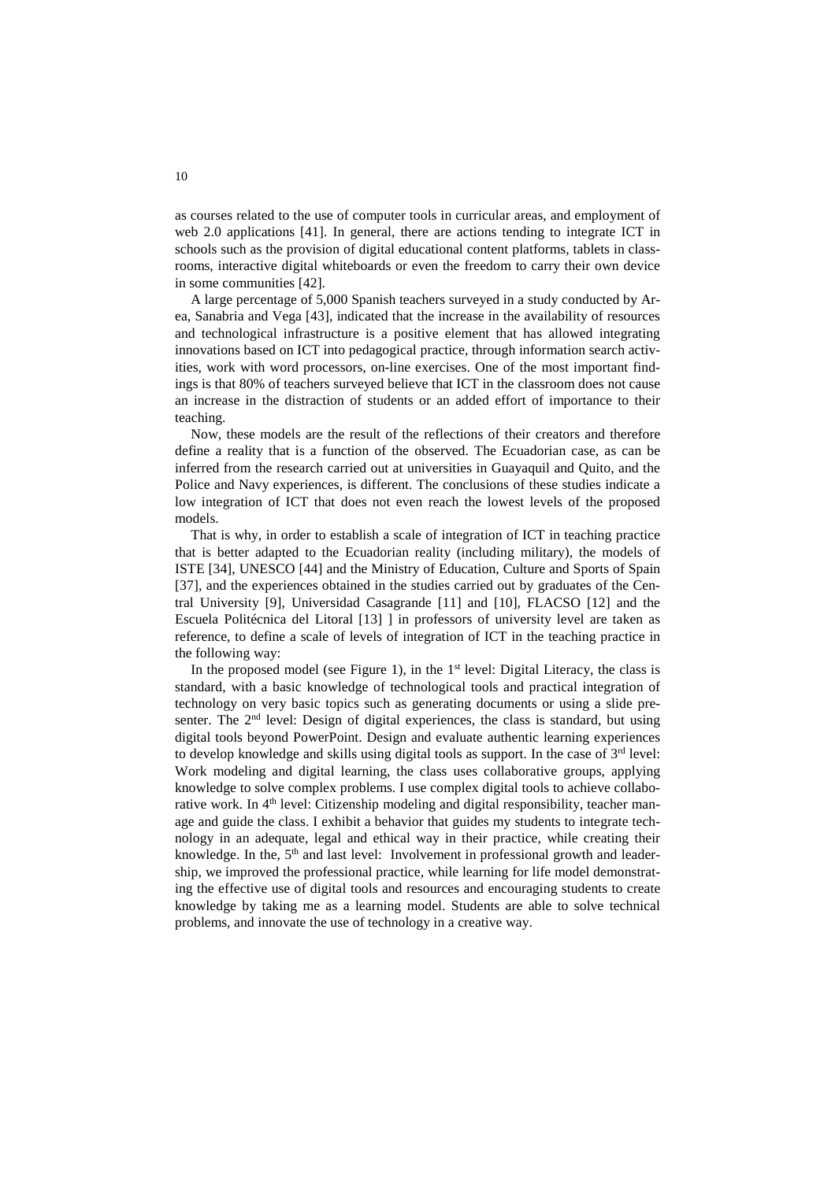as courses related to the use of computer tools in curricular areas, and employment of web 2.0 applications [41]. In general, there are actions tending to integrate ICT in schools such as the provision of digital educational content platforms, tablets in classrooms, interactive digital whiteboards or even the freedom to carry their own device in some communities [42].

A large percentage of 5,000 Spanish teachers surveyed in a study conducted by Area, Sanabria and Vega [43], indicated that the increase in the availability of resources and technological infrastructure is a positive element that has allowed integrating innovations based on ICT into pedagogical practice, through information search activities, work with word processors, on-line exercises. One of the most important findings is that 80% of teachers surveyed believe that ICT in the classroom does not cause an increase in the distraction of students or an added effort of importance to their teaching.

Now, these models are the result of the reflections of their creators and therefore define a reality that is a function of the observed. The Ecuadorian case, as can be inferred from the research carried out at universities in Guayaquil and Quito, and the Police and Navy experiences, is different. The conclusions of these studies indicate a low integration of ICT that does not even reach the lowest levels of the proposed models.

That is why, in order to establish a scale of integration of ICT in teaching practice that is better adapted to the Ecuadorian reality (including military), the models of ISTE [34], UNESCO [44] and the Ministry of Education, Culture and Sports of Spain [37], and the experiences obtained in the studies carried out by graduates of the Central University [9], Universidad Casagrande [11] and [10], FLACSO [12] and the Escuela Politécnica del Litoral [13] ] in professors of university level are taken as reference, to define a scale of levels of integration of ICT in the teaching practice in the following way:

In the proposed model (see Figure 1), in the 1st level: Digital Literacy, the class is standard, with a basic knowledge of technological tools and practical integration of technology on very basic topics such as generating documents or using a slide presenter. The 2nd level: Design of digital experiences, the class is standard, but using digital tools beyond PowerPoint. Design and evaluate authentic learning experiences to develop knowledge and skills using digital tools as support. In the case of 3rd level: Work modeling and digital learning, the class uses collaborative groups, applying knowledge to solve complex problems. I use complex digital tools to achieve collaborative work. In 4th level: Citizenship modeling and digital responsibility, teacher manage and guide the class. I exhibit a behavior that guides my students to integrate technology in an adequate, legal and ethical way in their practice, while creating their knowledge. In the, 5th and last level: Involvement in professional growth and leadership, we improved the professional practice, while learning for life model demonstrating the effective use of digital tools and resources and encouraging students to create knowledge by taking me as a learning model. Students are able to solve technical problems, and innovate the use of technology in a creative way.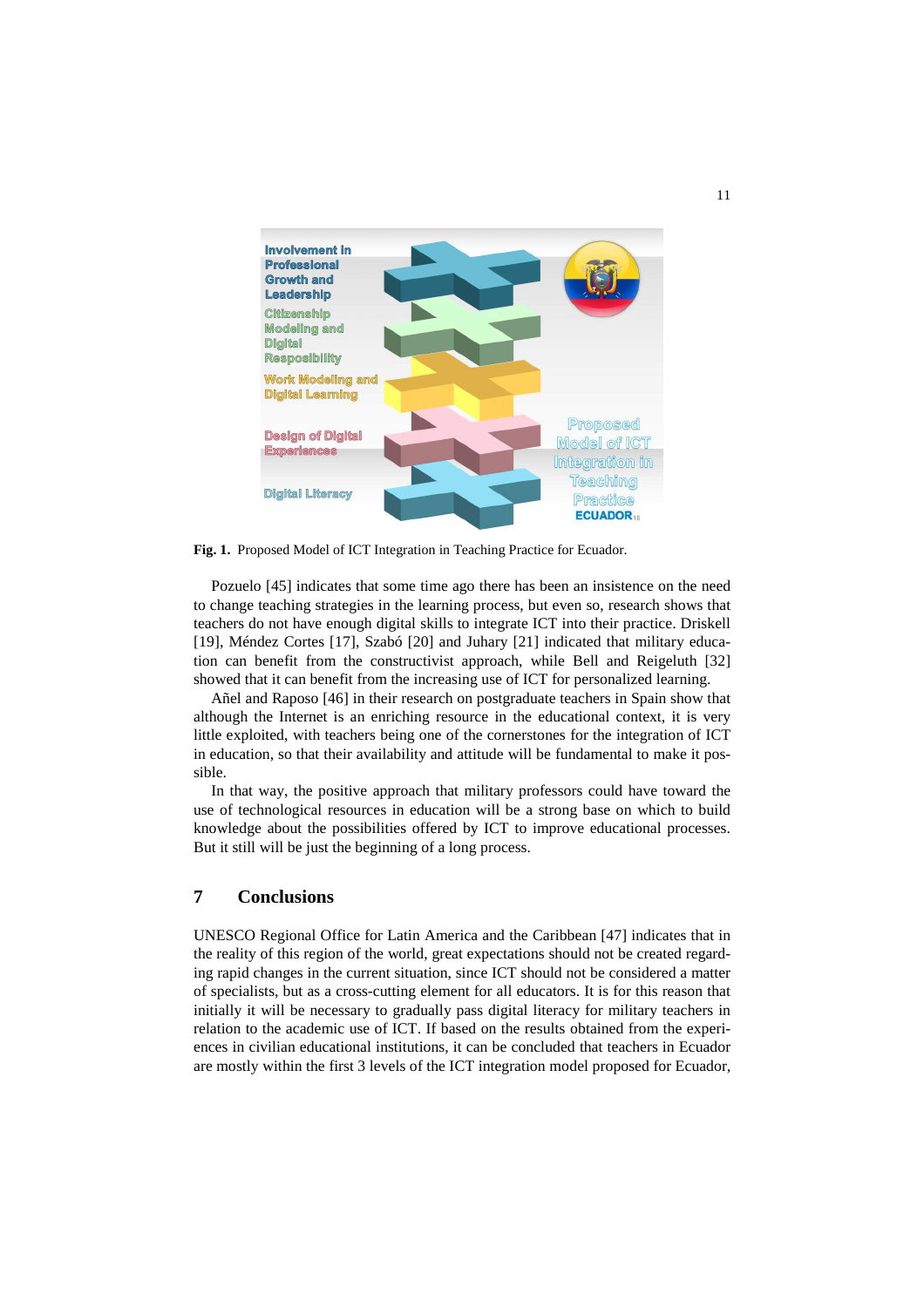**Fig. 1.** Proposed Model of ICT Integration in Teaching Practice for Ecuador.

Pozuelo [45] indicates that some time ago there has been an insistence on the need to change teaching strategies in the learning process, but even so, research shows that teachers do not have enough digital skills to integrate ICT into their practice. Driskell [19], Méndez Cortes [17], Szabó [20] and Juhary [21] indicated that military education can benefit from the constructivist approach, while Bell and Reigeluth [32] showed that it can benefit from the increasing use of ICT for personalized learning.

Añel and Raposo [46] in their research on postgraduate teachers in Spain show that although the Internet is an enriching resource in the educational context, it is very little exploited, with teachers being one of the cornerstones for the integration of ICT in education, so that their availability and attitude will be fundamental to make it possible.

In that way, the positive approach that military professors could have toward the use of technological resources in education will be a strong base on which to build knowledge about the possibilities offered by ICT to improve educational processes. But it still will be just the beginning of a long process.

## 7 Conclusions

UNESCO Regional Office for Latin America and the Caribbean [47] indicates that in the reality of this region of the world, great expectations should not be created regarding rapid changes in the current situation, since ICT should not be considered a matter of specialists, but as a cross-cutting element for all educators. It is for this reason that initially it will be necessary to gradually pass digital literacy for military teachers in relation to the academic use of ICT. If based on the results obtained from the experiences in civilian educational institutions, it can be concluded that teachers in Ecuador are mostly within the first 3 levels of the ICT integration model proposed for Ecuador,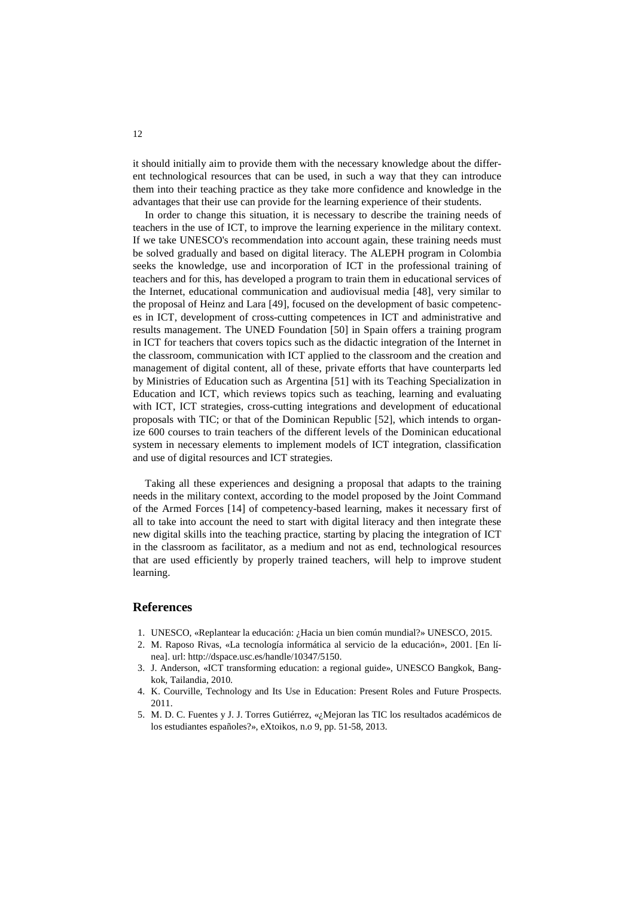it should initially aim to provide them with the necessary knowledge about the different technological resources that can be used, in such a way that they can introduce them into their teaching practice as they take more confidence and knowledge in the advantages that their use can provide for the learning experience of their students.

In order to change this situation, it is necessary to describe the training needs of teachers in the use of ICT, to improve the learning experience in the military context. If we take UNESCO's recommendation into account again, these training needs must be solved gradually and based on digital literacy. The ALEPH program in Colombia seeks the knowledge, use and incorporation of ICT in the professional training of teachers and for this, has developed a program to train them in educational services of the Internet, educational communication and audiovisual media [48], very similar to the proposal of Heinz and Lara [49], focused on the development of basic competences in ICT, development of cross-cutting competences in ICT and administrative and results management. The UNED Foundation [50] in Spain offers a training program in ICT for teachers that covers topics such as the didactic integration of the Internet in the classroom, communication with ICT applied to the classroom and the creation and management of digital content, all of these, private efforts that have counterparts led by Ministries of Education such as Argentina [51] with its Teaching Specialization in Education and ICT, which reviews topics such as teaching, learning and evaluating with ICT, ICT strategies, cross-cutting integrations and development of educational proposals with TIC; or that of the Dominican Republic [52], which intends to organize 600 courses to train teachers of the different levels of the Dominican educational system in necessary elements to implement models of ICT integration, classification and use of digital resources and ICT strategies.

Taking all these experiences and designing a proposal that adapts to the training needs in the military context, according to the model proposed by the Joint Command of the Armed Forces [14] of competency-based learning, makes it necessary first of all to take into account the need to start with digital literacy and then integrate these new digital skills into the teaching practice, starting by placing the integration of ICT in the classroom as facilitator, as a medium and not as end, technological resources that are used efficiently by properly trained teachers, will help to improve student learning.

## References

1. UNESCO, «Replantear la educación: ¿Hacia un bien común mundial?» UNESCO, 2015.
2. M. Raposo Rivas, «La tecnología informática al servicio de la educación», 2001. [En línea]. url: http://dspace.usc.es/handle/10347/5150.
3. J. Anderson, «ICT transforming education: a regional guide», UNESCO Bangkok, Bangkok, Tailandia, 2010.
4. K. Courville, Technology and Its Use in Education: Present Roles and Future Prospects. 2011.
5. M. D. C. Fuentes y J. J. Torres Gutiérrez, «¿Mejoran las TIC los resultados académicos de los estudiantes españoles?», eXtoikos, n.o 9, pp. 51-58, 2013.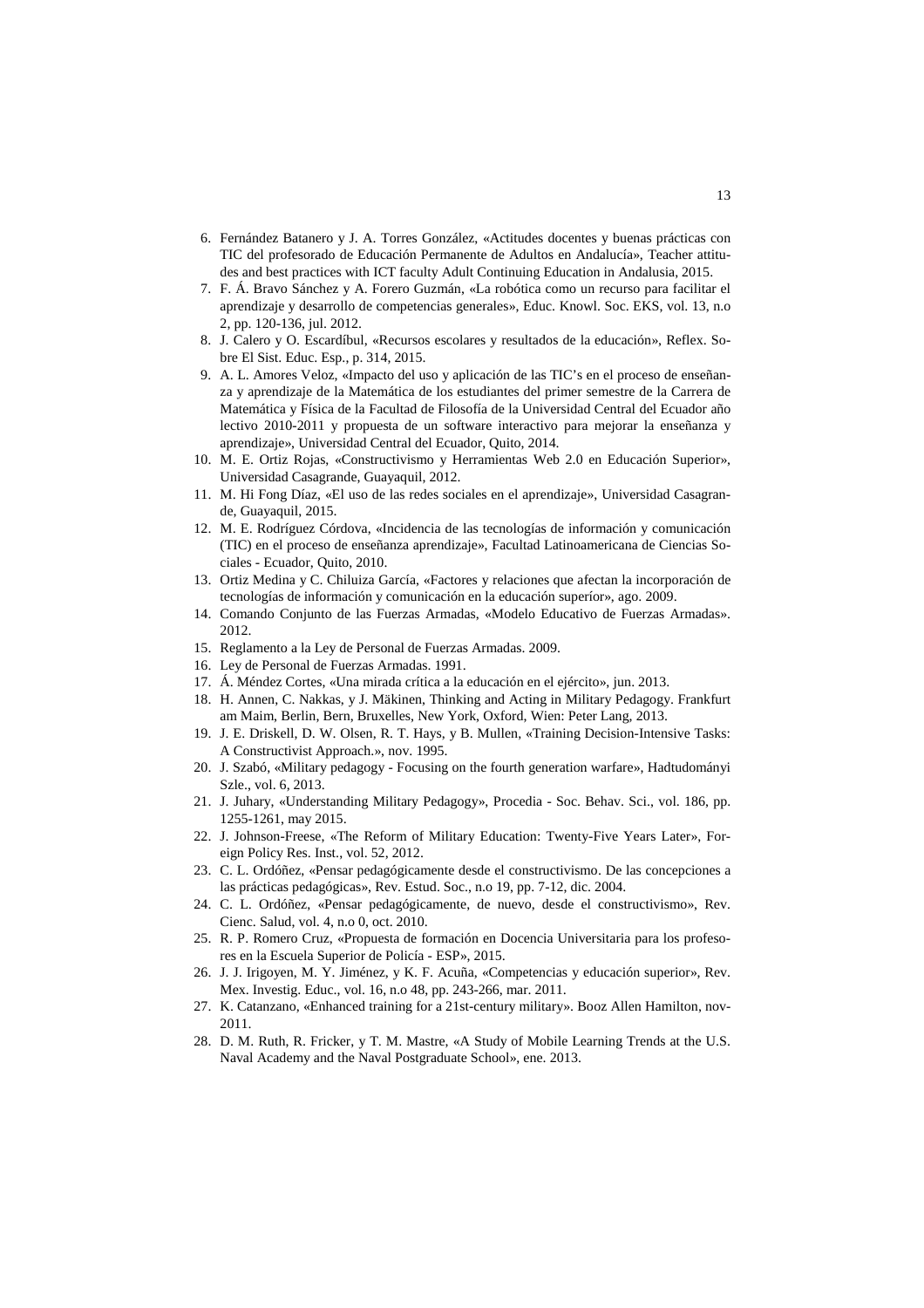6. Fernández Batanero y J. A. Torres González, «Actitudes docentes y buenas prácticas con TIC del profesorado de Educación Permanente de Adultos en Andalucía», Teacher attitudes and best practices with ICT faculty Adult Continuing Education in Andalusia, 2015.
7. F. Á. Bravo Sánchez y A. Forero Guzmán, «La robótica como un recurso para facilitar el aprendizaje y desarrollo de competencias generales», Educ. Knowl. Soc. EKS, vol. 13, n.o 2, pp. 120-136, jul. 2012.
8. J. Calero y O. Escardíbul, «Recursos escolares y resultados de la educación», Reflex. Sobre El Sist. Educ. Esp., p. 314, 2015.
9. A. L. Amores Veloz, «Impacto del uso y aplicación de las TIC's en el proceso de enseñanza y aprendizaje de la Matemática de los estudiantes del primer semestre de la Carrera de Matemática y Física de la Facultad de Filosofía de la Universidad Central del Ecuador año lectivo 2010-2011 y propuesta de un software interactivo para mejorar la enseñanza y aprendizaje», Universidad Central del Ecuador, Quito, 2014.
10. M. E. Ortiz Rojas, «Constructivismo y Herramientas Web 2.0 en Educación Superior», Universidad Casagrande, Guayaquil, 2012.
11. M. Hi Fong Díaz, «El uso de las redes sociales en el aprendizaje», Universidad Casagrande, Guayaquil, 2015.
12. M. E. Rodríguez Córdova, «Incidencia de las tecnologías de información y comunicación (TIC) en el proceso de enseñanza aprendizaje», Facultad Latinoamericana de Ciencias Sociales - Ecuador, Quito, 2010.
13. Ortiz Medina y C. Chiluiza García, «Factores y relaciones que afectan la incorporación de tecnologías de información y comunicación en la educación superíor», ago. 2009.
14. Comando Conjunto de las Fuerzas Armadas, «Modelo Educativo de Fuerzas Armadas». 2012.
15. Reglamento a la Ley de Personal de Fuerzas Armadas. 2009.
16. Ley de Personal de Fuerzas Armadas. 1991.
17. Á. Méndez Cortes, «Una mirada crítica a la educación en el ejército», jun. 2013.
18. H. Annen, C. Nakkas, y J. Mäkinen, Thinking and Acting in Military Pedagogy. Frankfurt am Maim, Berlin, Bern, Bruxelles, New York, Oxford, Wien: Peter Lang, 2013.
19. J. E. Driskell, D. W. Olsen, R. T. Hays, y B. Mullen, «Training Decision-Intensive Tasks: A Constructivist Approach.», nov. 1995.
20. J. Szabó, «Military pedagogy - Focusing on the fourth generation warfare», Hadtudományi Szle., vol. 6, 2013.
21. J. Juhary, «Understanding Military Pedagogy», Procedia - Soc. Behav. Sci., vol. 186, pp. 1255-1261, may 2015.
22. J. Johnson-Freese, «The Reform of Military Education: Twenty-Five Years Later», Foreign Policy Res. Inst., vol. 52, 2012.
23. C. L. Ordóñez, «Pensar pedagógicamente desde el constructivismo. De las concepciones a las prácticas pedagógicas», Rev. Estud. Soc., n.o 19, pp. 7-12, dic. 2004.
24. C. L. Ordóñez, «Pensar pedagógicamente, de nuevo, desde el constructivismo», Rev. Cienc. Salud, vol. 4, n.o 0, oct. 2010.
25. R. P. Romero Cruz, «Propuesta de formación en Docencia Universitaria para los profesores en la Escuela Superior de Policía - ESP», 2015.
26. J. J. Irigoyen, M. Y. Jiménez, y K. F. Acuña, «Competencias y educación superior», Rev. Mex. Investig. Educ., vol. 16, n.o 48, pp. 243-266, mar. 2011.
27. K. Catanzano, «Enhanced training for a 21st-century military». Booz Allen Hamilton, nov-2011.
28. D. M. Ruth, R. Fricker, y T. M. Mastre, «A Study of Mobile Learning Trends at the U.S. Naval Academy and the Naval Postgraduate School», ene. 2013.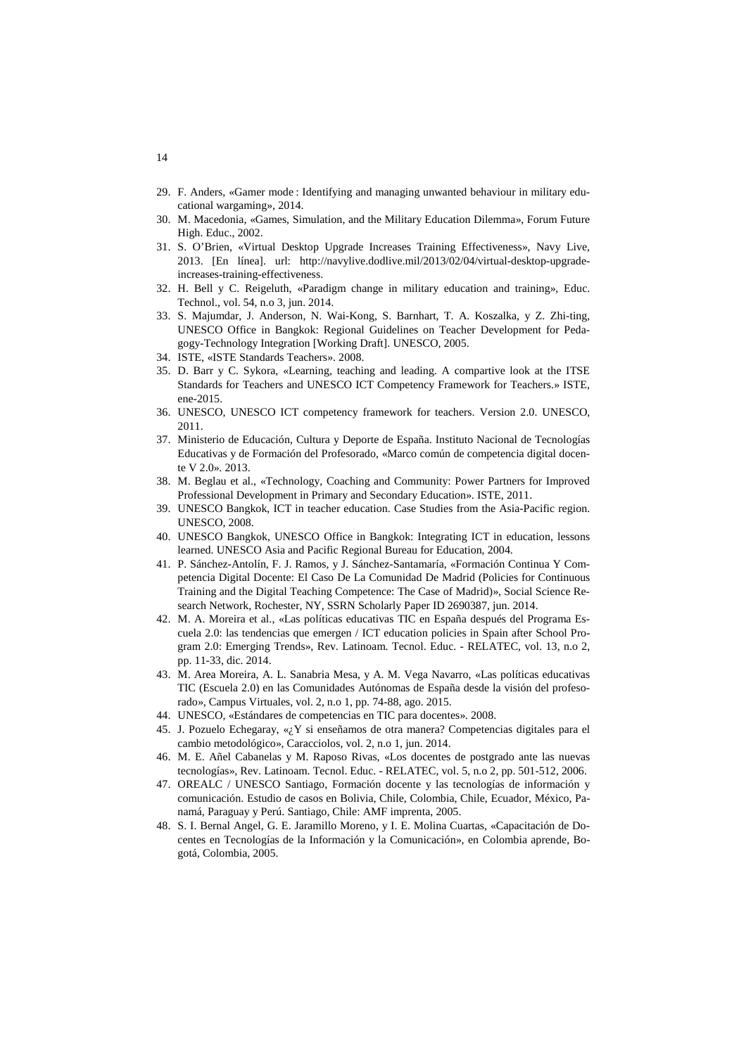29. F. Anders, «Gamer mode : Identifying and managing unwanted behaviour in military educational wargaming», 2014.
30. M. Macedonia, «Games, Simulation, and the Military Education Dilemma», Forum Future High. Educ., 2002.
31. S. O'Brien, «Virtual Desktop Upgrade Increases Training Effectiveness», Navy Live, 2013. [En línea]. url: http://navylive.dodlive.mil/2013/02/04/virtual-desktop-upgrade-increases-training-effectiveness.
32. H. Bell y C. Reigeluth, «Paradigm change in military education and training», Educ. Technol., vol. 54, n.o 3, jun. 2014.
33. S. Majumdar, J. Anderson, N. Wai-Kong, S. Barnhart, T. A. Koszalka, y Z. Zhi-ting, UNESCO Office in Bangkok: Regional Guidelines on Teacher Development for Pedagogy-Technology Integration [Working Draft]. UNESCO, 2005.
34. ISTE, «ISTE Standards Teachers». 2008.
35. D. Barr y C. Sykora, «Learning, teaching and leading. A compartive look at the ITSE Standards for Teachers and UNESCO ICT Competency Framework for Teachers.» ISTE, ene-2015.
36. UNESCO, UNESCO ICT competency framework for teachers. Version 2.0. UNESCO, 2011.
37. Ministerio de Educación, Cultura y Deporte de España. Instituto Nacional de Tecnologías Educativas y de Formación del Profesorado, «Marco común de competencia digital docente V 2.0». 2013.
38. M. Beglau et al., «Technology, Coaching and Community: Power Partners for Improved Professional Development in Primary and Secondary Education». ISTE, 2011.
39. UNESCO Bangkok, ICT in teacher education. Case Studies from the Asia-Pacific region. UNESCO, 2008.
40. UNESCO Bangkok, UNESCO Office in Bangkok: Integrating ICT in education, lessons learned. UNESCO Asia and Pacific Regional Bureau for Education, 2004.
41. P. Sánchez-Antolín, F. J. Ramos, y J. Sánchez-Santamaría, «Formación Continua Y Competencia Digital Docente: El Caso De La Comunidad De Madrid (Policies for Continuous Training and the Digital Teaching Competence: The Case of Madrid)», Social Science Research Network, Rochester, NY, SSRN Scholarly Paper ID 2690387, jun. 2014.
42. M. A. Moreira et al., «Las políticas educativas TIC en España después del Programa Escuela 2.0: las tendencias que emergen / ICT education policies in Spain after School Program 2.0: Emerging Trends», Rev. Latinoam. Tecnol. Educ. - RELATEC, vol. 13, n.o 2, pp. 11-33, dic. 2014.
43. M. Area Moreira, A. L. Sanabria Mesa, y A. M. Vega Navarro, «Las políticas educativas TIC (Escuela 2.0) en las Comunidades Autónomas de España desde la visión del profesorado», Campus Virtuales, vol. 2, n.o 1, pp. 74-88, ago. 2015.
44. UNESCO, «Estándares de competencias en TIC para docentes». 2008.
45. J. Pozuelo Echegaray, «¿Y si enseñamos de otra manera? Competencias digitales para el cambio metodológico», Caracciolos, vol. 2, n.o 1, jun. 2014.
46. M. E. Añel Cabanelas y M. Raposo Rivas, «Los docentes de postgrado ante las nuevas tecnologías», Rev. Latinoam. Tecnol. Educ. - RELATEC, vol. 5, n.o 2, pp. 501-512, 2006.
47. OREALC / UNESCO Santiago, Formación docente y las tecnologías de información y comunicación. Estudio de casos en Bolivia, Chile, Colombia, Chile, Ecuador, México, Panamá, Paraguay y Perú. Santiago, Chile: AMF imprenta, 2005.
48. S. I. Bernal Angel, G. E. Jaramillo Moreno, y I. E. Molina Cuartas, «Capacitación de Docentes en Tecnologías de la Información y la Comunicación», en Colombia aprende, Bogotá, Colombia, 2005.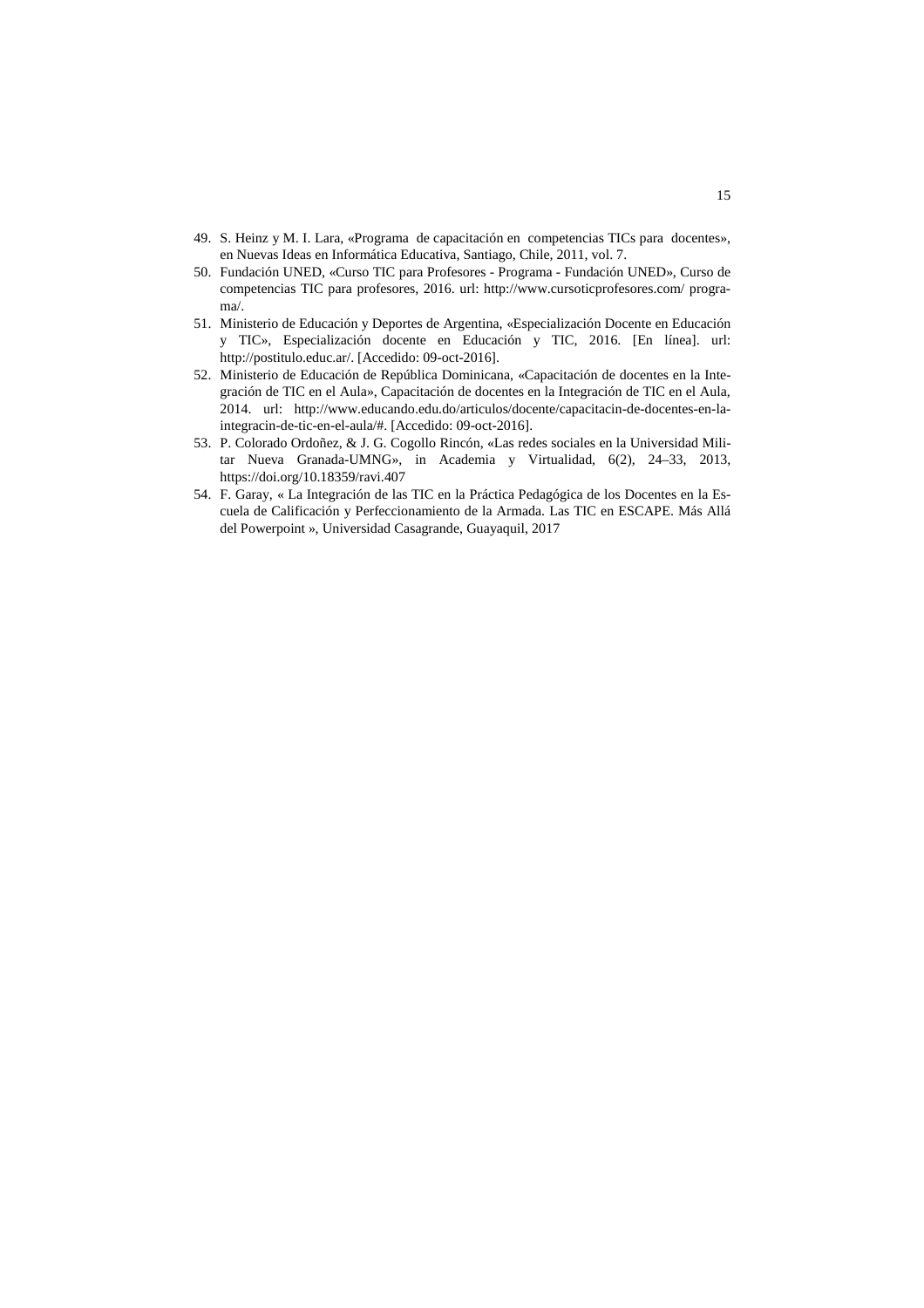49. S. Heinz y M. I. Lara, «Programa de capacitación en competencias TICs para docentes», en Nuevas Ideas en Informática Educativa, Santiago, Chile, 2011, vol. 7.
50. Fundación UNED, «Curso TIC para Profesores - Programa - Fundación UNED», Curso de competencias TIC para profesores, 2016. url: http://www.cursoticprofesores.com/ programa/.
51. Ministerio de Educación y Deportes de Argentina, «Especialización Docente en Educación y TIC», Especialización docente en Educación y TIC, 2016. [En línea]. url: http://postitulo.educ.ar/. [Accedido: 09-oct-2016].
52. Ministerio de Educación de República Dominicana, «Capacitación de docentes en la Integración de TIC en el Aula», Capacitación de docentes en la Integración de TIC en el Aula, 2014. url: http://www.educando.edu.do/articulos/docente/capacitacin-de-docentes-en-la-integracin-de-tic-en-el-aula/#. [Accedido: 09-oct-2016].
53. P. Colorado Ordoñez, & J. G. Cogollo Rincón, «Las redes sociales en la Universidad Militar Nueva Granada-UMNG», in Academia y Virtualidad, 6(2), 24–33, 2013, https://doi.org/10.18359/ravi.407
54. F. Garay, « La Integración de las TIC en la Práctica Pedagógica de los Docentes en la Escuela de Calificación y Perfeccionamiento de la Armada. Las TIC en ESCAPE. Más Allá del Powerpoint », Universidad Casagrande, Guayaquil, 2017